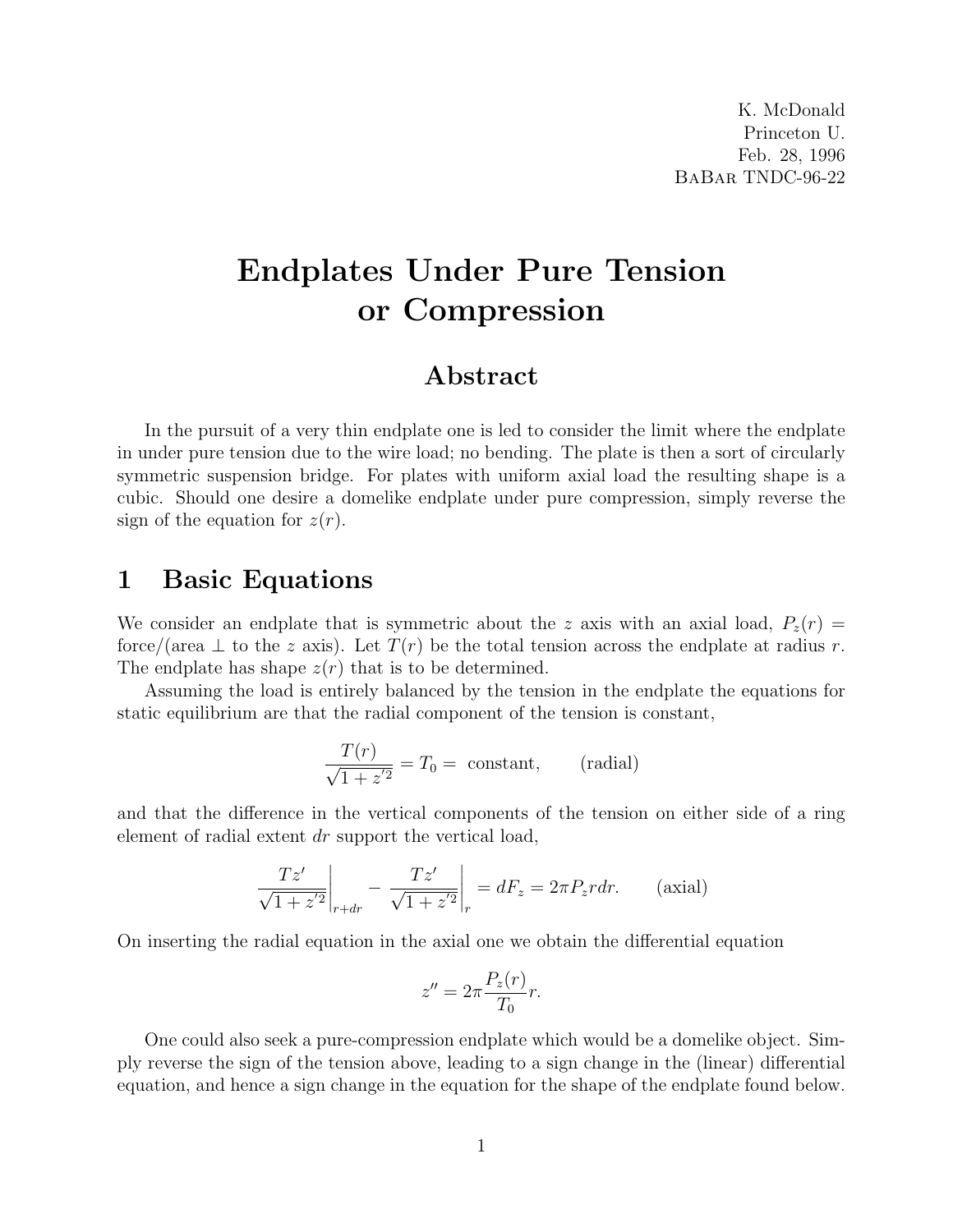K. McDonald
Princeton U.
Feb. 28, 1996
BaBar TNDC-96-22

# Endplates Under Pure Tension or Compression

## Abstract

In the pursuit of a very thin endplate one is led to consider the limit where the endplate in under pure tension due to the wire load; no bending. The plate is then a sort of circularly symmetric suspension bridge. For plates with uniform axial load the resulting shape is a cubic. Should one desire a domelike endplate under pure compression, simply reverse the sign of the equation for $z(r)$.

## 1 Basic Equations

We consider an endplate that is symmetric about the $z$ axis with an axial load, $P_z(r) =$ force/(area $\perp$ to the $z$ axis). Let $T(r)$ be the total tension across the endplate at radius $r$. The endplate has shape $z(r)$ that is to be determined.

Assuming the load is entirely balanced by the tension in the endplate the equations for static equilibrium are that the radial component of the tension is constant,

$$\frac{T(r)}{\sqrt{1+z'^2}} = T_0 = \text{ constant}, \qquad \text{(radial)}$$

and that the difference in the vertical components of the tension on either side of a ring element of radial extent $dr$ support the vertical load,

$$\left.\frac{Tz'}{\sqrt{1+z'^2}}\right|_{r+dr} - \left.\frac{Tz'}{\sqrt{1+z'^2}}\right|_{r} = dF_z = 2\pi P_z r dr. \qquad \text{(axial)}$$

On inserting the radial equation in the axial one we obtain the differential equation

$$z'' = 2\pi \frac{P_z(r)}{T_0} r.$$

One could also seek a pure-compression endplate which would be a domelike object. Simply reverse the sign of the tension above, leading to a sign change in the (linear) differential equation, and hence a sign change in the equation for the shape of the endplate found below.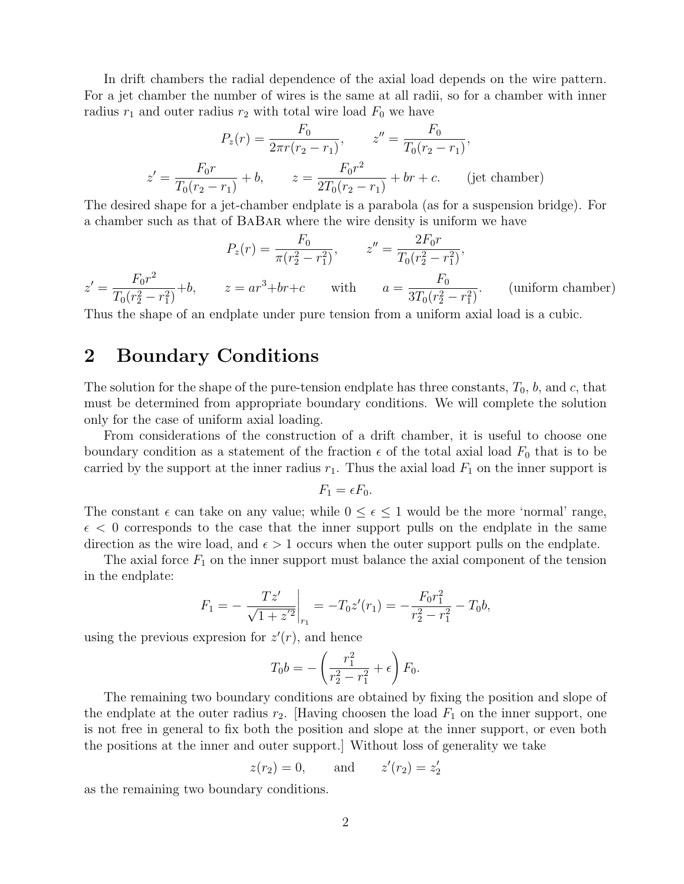In drift chambers the radial dependence of the axial load depends on the wire pattern. For a jet chamber the number of wires is the same at all radii, so for a chamber with inner radius $r_1$ and outer radius $r_2$ with total wire load $F_0$ we have

$$P_z(r) = \frac{F_0}{2\pi r(r_2 - r_1)}, \qquad z'' = \frac{F_0}{T_0(r_2 - r_1)},$$

$$z' = \frac{F_0 r}{T_0(r_2 - r_1)} + b, \qquad z = \frac{F_0 r^2}{2T_0(r_2 - r_1)} + br + c. \qquad \text{(jet chamber)}$$

The desired shape for a jet-chamber endplate is a parabola (as for a suspension bridge). For a chamber such as that of BaBar where the wire density is uniform we have

$$P_z(r) = \frac{F_0}{\pi(r_2^2 - r_1^2)}, \qquad z'' = \frac{2F_0 r}{T_0(r_2^2 - r_1^2)},$$

$$z' = \frac{F_0 r^2}{T_0(r_2^2 - r_1^2)} + b, \qquad z = ar^3 + br + c \qquad \text{with} \qquad a = \frac{F_0}{3T_0(r_2^2 - r_1^2)}. \qquad \text{(uniform chamber)}$$

Thus the shape of an endplate under pure tension from a uniform axial load is a cubic.

## 2 Boundary Conditions

The solution for the shape of the pure-tension endplate has three constants, $T_0$, $b$, and $c$, that must be determined from appropriate boundary conditions. We will complete the solution only for the case of uniform axial loading.

From considerations of the construction of a drift chamber, it is useful to choose one boundary condition as a statement of the fraction $\epsilon$ of the total axial load $F_0$ that is to be carried by the support at the inner radius $r_1$. Thus the axial load $F_1$ on the inner support is

$$F_1 = \epsilon F_0.$$

The constant $\epsilon$ can take on any value; while $0 \le \epsilon \le 1$ would be the more 'normal' range, $\epsilon < 0$ corresponds to the case that the inner support pulls on the endplate in the same direction as the wire load, and $\epsilon > 1$ occurs when the outer support pulls on the endplate.

The axial force $F_1$ on the inner support must balance the axial component of the tension in the endplate:

$$F_1 = -\left.\frac{Tz'}{\sqrt{1 + z'^2}}\right|_{r_1} = -T_0 z'(r_1) = -\frac{F_0 r_1^2}{r_2^2 - r_1^2} - T_0 b,$$

using the previous expresion for $z'(r)$, and hence

$$T_0 b = -\left(\frac{r_1^2}{r_2^2 - r_1^2} + \epsilon\right) F_0.$$

The remaining two boundary conditions are obtained by fixing the position and slope of the endplate at the outer radius $r_2$. [Having choosen the load $F_1$ on the inner support, one is not free in general to fix both the position and slope at the inner support, or even both the positions at the inner and outer support.] Without loss of generality we take

$$z(r_2) = 0, \qquad \text{and} \qquad z'(r_2) = z_2'$$

as the remaining two boundary conditions.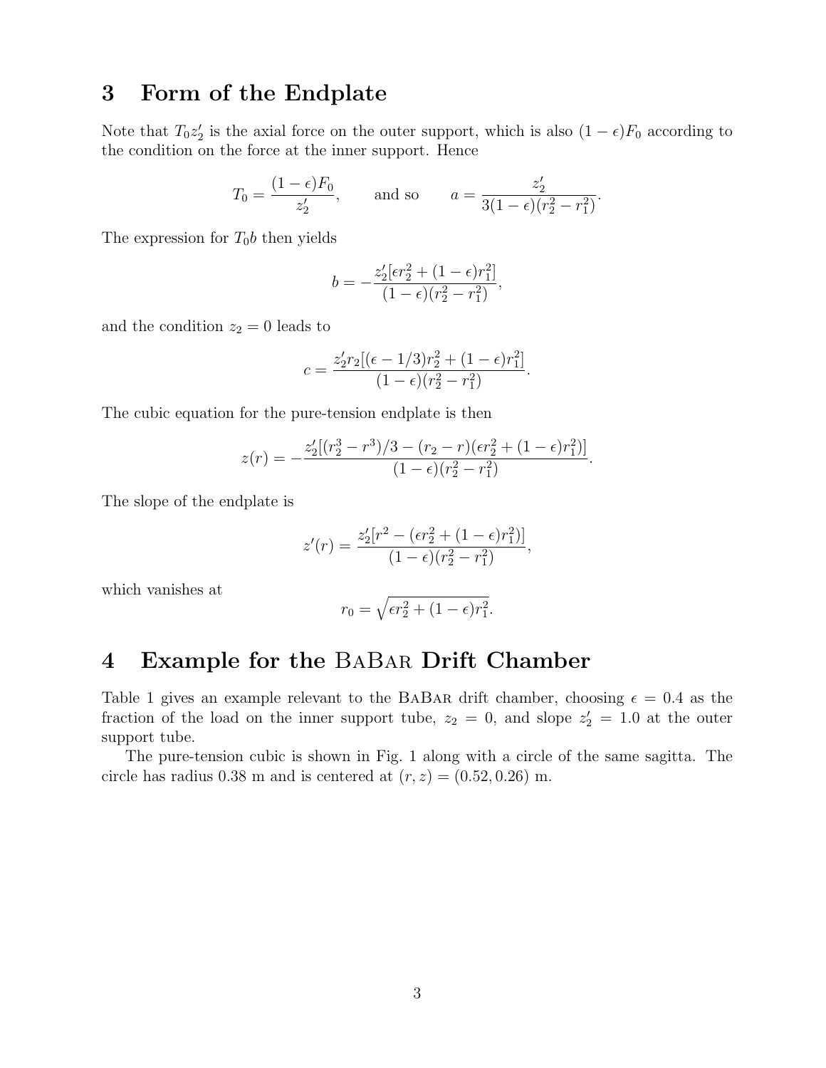# 3 Form of the Endplate

Note that $T_0 z_2'$ is the axial force on the outer support, which is also $(1-\epsilon)F_0$ according to the condition on the force at the inner support. Hence

$$T_0 = \frac{(1-\epsilon)F_0}{z_2'}, \qquad \text{and so} \qquad a = \frac{z_2'}{3(1-\epsilon)(r_2^2 - r_1^2)}.$$

The expression for $T_0 b$ then yields

$$b = -\frac{z_2'[\epsilon r_2^2 + (1-\epsilon)r_1^2]}{(1-\epsilon)(r_2^2 - r_1^2)},$$

and the condition $z_2 = 0$ leads to

$$c = \frac{z_2' r_2[(\epsilon - 1/3)r_2^2 + (1-\epsilon)r_1^2]}{(1-\epsilon)(r_2^2 - r_1^2)}.$$

The cubic equation for the pure-tension endplate is then

$$z(r) = -\frac{z_2'[(r_2^3 - r^3)/3 - (r_2 - r)(\epsilon r_2^2 + (1-\epsilon)r_1^2)]}{(1-\epsilon)(r_2^2 - r_1^2)}.$$

The slope of the endplate is

$$z'(r) = \frac{z_2'[r^2 - (\epsilon r_2^2 + (1-\epsilon)r_1^2)]}{(1-\epsilon)(r_2^2 - r_1^2)},$$

which vanishes at

$$r_0 = \sqrt{\epsilon r_2^2 + (1-\epsilon)r_1^2}.$$

# 4 Example for the BaBar Drift Chamber

Table 1 gives an example relevant to the BaBar drift chamber, choosing $\epsilon = 0.4$ as the fraction of the load on the inner support tube, $z_2 = 0$, and slope $z_2' = 1.0$ at the outer support tube.

The pure-tension cubic is shown in Fig. 1 along with a circle of the same sagitta. The circle has radius 0.38 m and is centered at $(r, z) = (0.52, 0.26)$ m.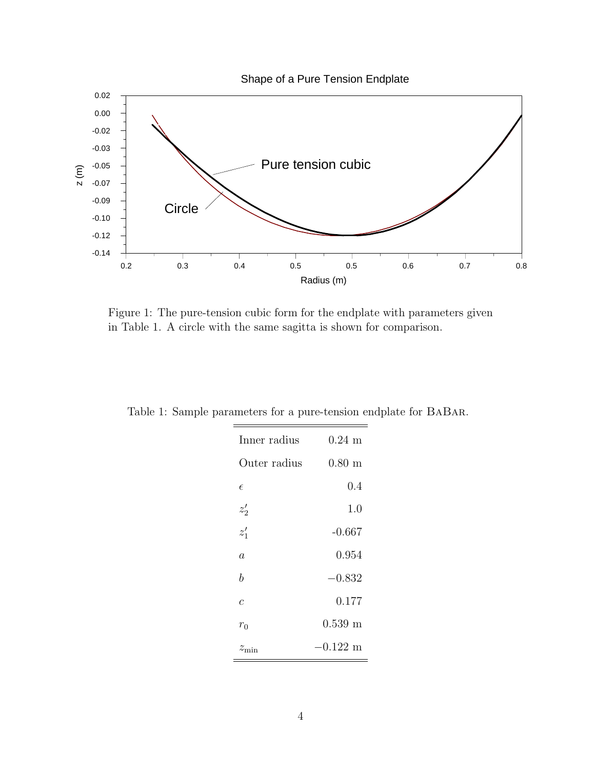Shape of a Pure Tension Endplate

z (m)

0.02
0.00
-0.02
-0.03
-0.05
-0.07
-0.09
-0.10
-0.12
-0.14

Radius (m)

0.2
0.3
0.4
0.5
0.5
0.6
0.7
0.8

Pure tension cubic

Circle

Figure 1: The pure-tension cubic form for the endplate with parameters given in Table 1. A circle with the same sagitta is shown for comparison.

Table 1: Sample parameters for a pure-tension endplate for BaBar.

| | |
|---|---|
| Inner radius | 0.24 m |
| Outer radius | 0.80 m |
| $\epsilon$ | 0.4 |
| $z_2'$ | 1.0 |
| $z_1'$ | -0.667 |
| $a$ | 0.954 |
| $b$ | $-0.832$ |
| $c$ | 0.177 |
| $r_0$ | 0.539 m |
| $z_{\rm min}$ | $-0.122$ m |